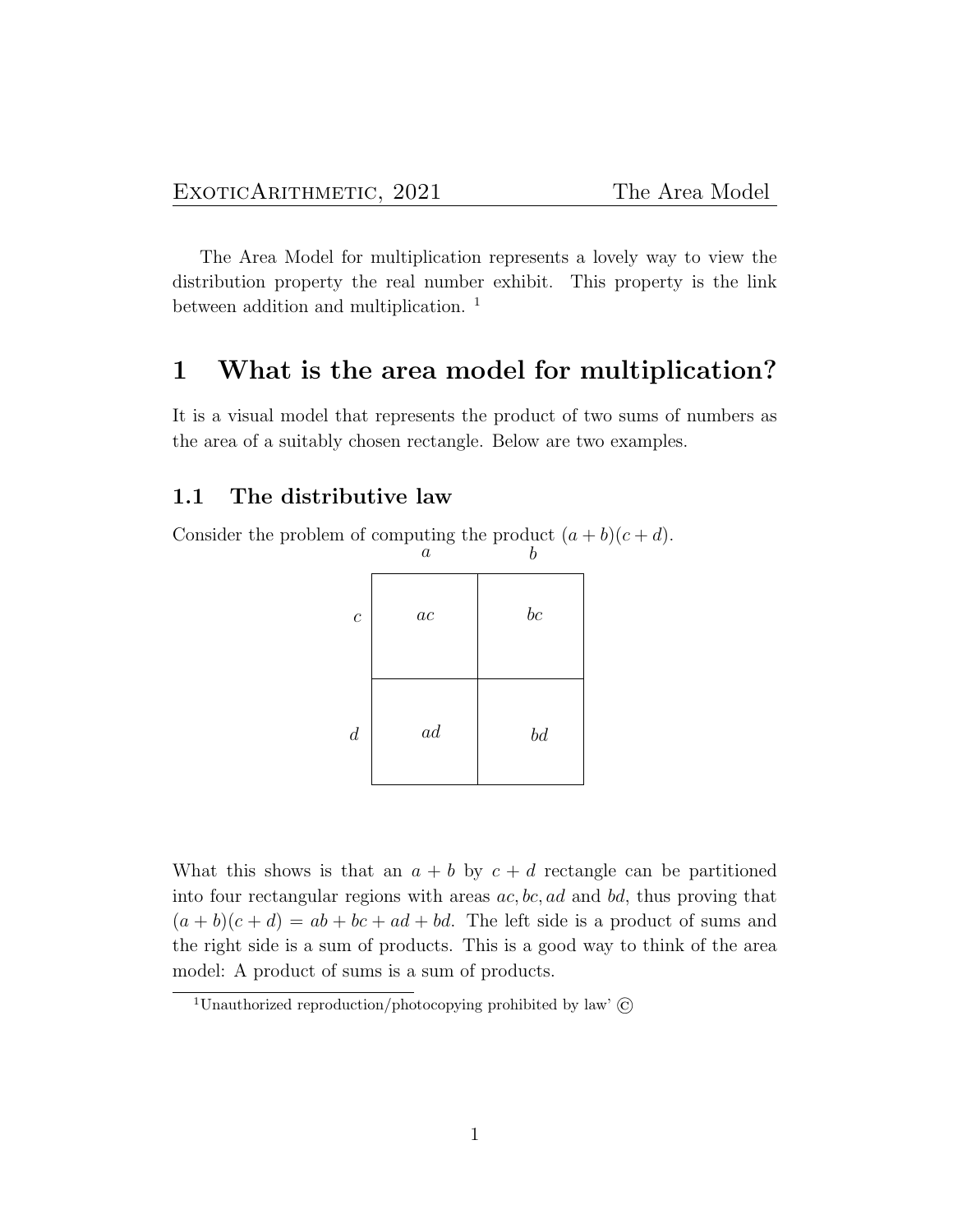The Area Model for multiplication represents a lovely way to view the distribution property the real number exhibit. This property is the link between addition and multiplication. [1]

# 1 What is the area model for multiplication?

It is a visual model that represents the product of two sums of numbers as the area of a suitably chosen rectangle. Below are two examples.

## 1.1 The distributive law

Consider the problem of computing the product $(a + b)(c + d)$.

|  | $a$ | $b$ |
|---|---|---|
| $c$ | $ac$ | $bc$ |
| $d$ | $ad$ | $bd$ |

What this shows is that an $a + b$ by $c + d$ rectangle can be partitioned into four rectangular regions with areas $ac, bc, ad$ and $bd$, thus proving that $(a + b)(c + d) = ab + bc + ad + bd$. The left side is a product of sums and the right side is a sum of products. This is a good way to think of the area model: A product of sums is a sum of products.

[1] Unauthorized reproduction/photocopying prohibited by law' ©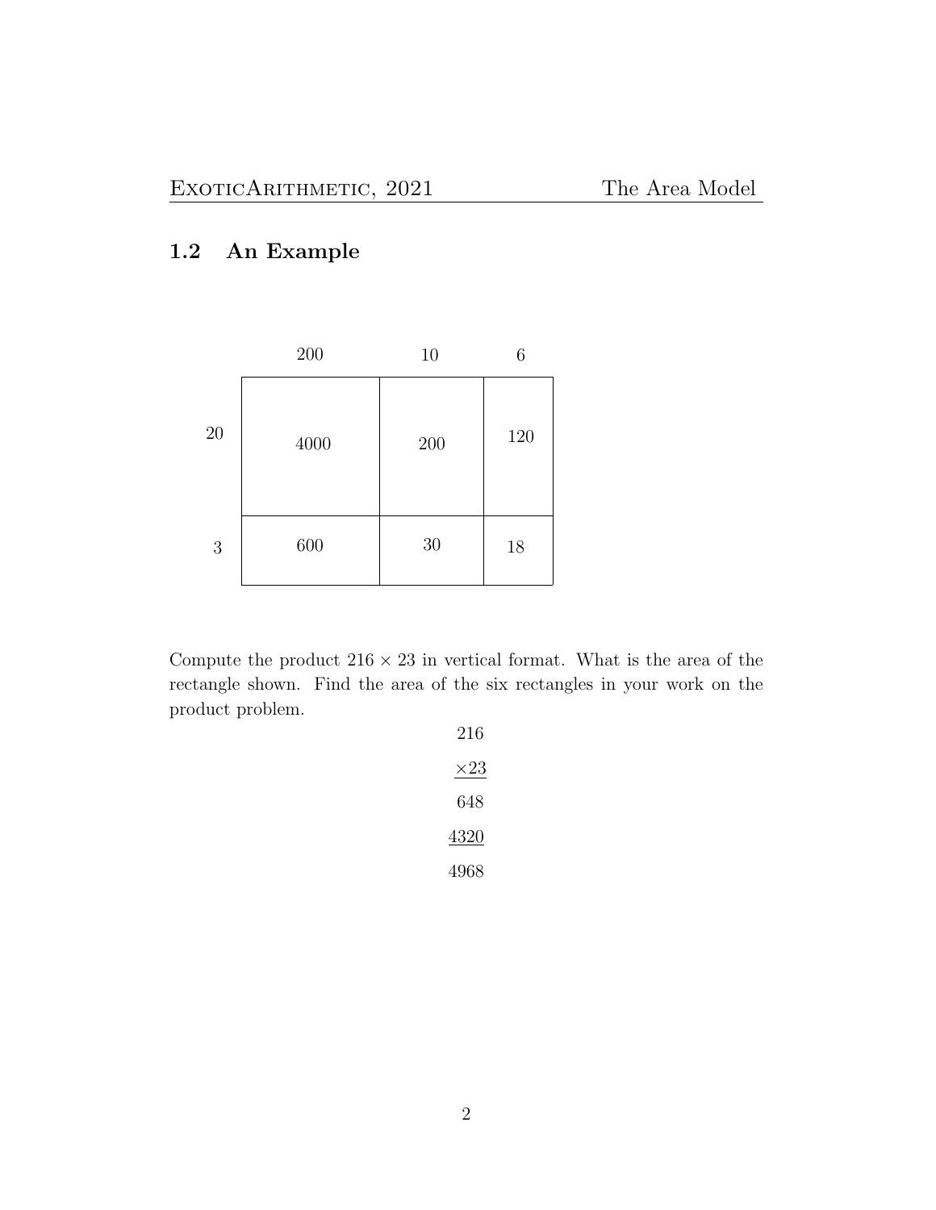## 1.2 An Example

| | 200 | 10 | 6 |
|---|---|---|---|
| 20 | 4000 | 200 | 120 |
| 3 | 600 | 30 | 18 |

Compute the product $216 \times 23$ in vertical format. What is the area of the rectangle shown. Find the area of the six rectangles in your work on the product problem.

$$
\begin{array}{r}
216 \\
\underline{\times 23} \\
648 \\
\underline{4320} \\
4968
\end{array}
$$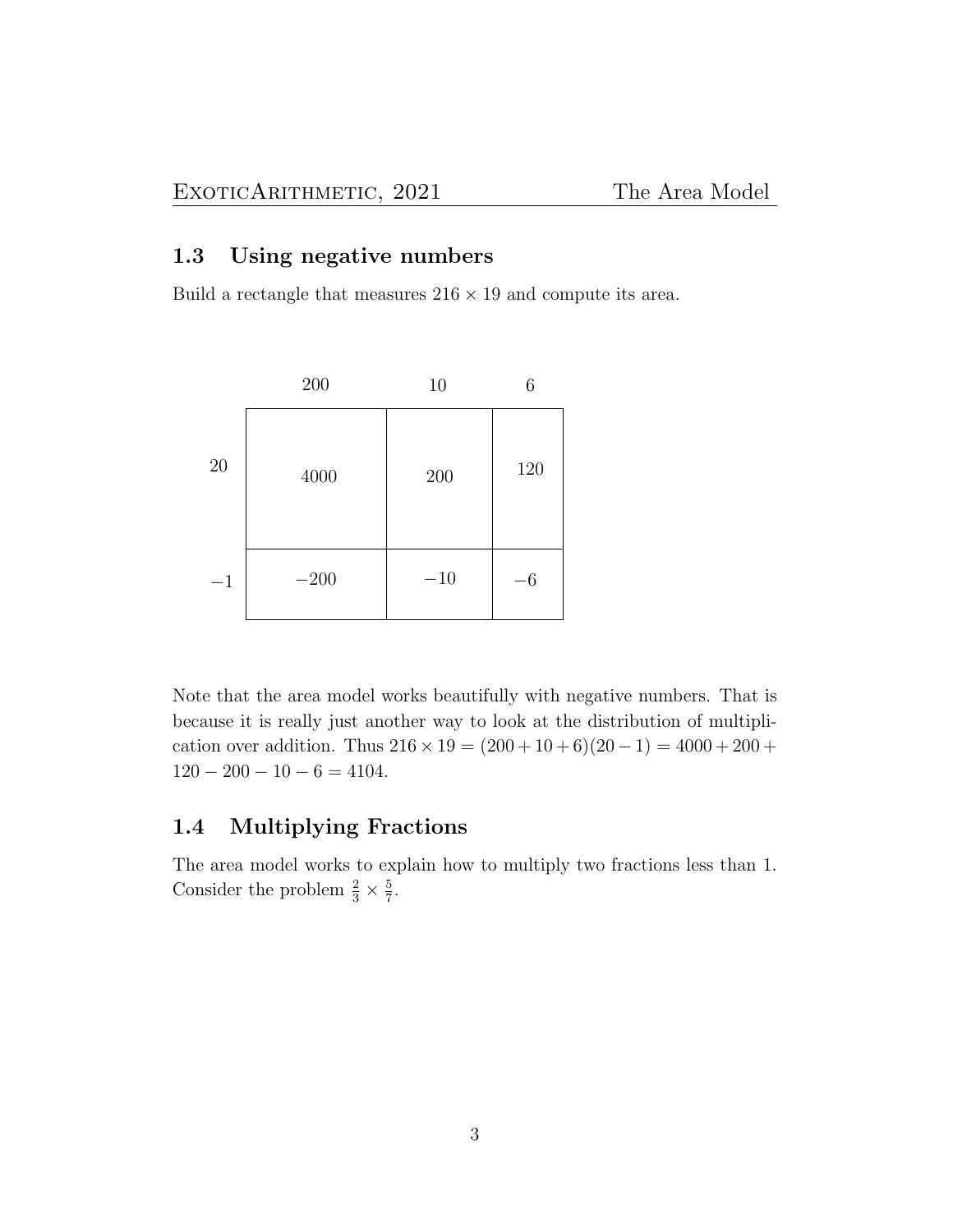## 1.3 Using negative numbers

Build a rectangle that measures $216 \times 19$ and compute its area.

|  | 200 | 10 | 6 |
| --- | --- | --- | --- |
| 20 | 4000 | 200 | 120 |
| $-1$ | $-200$ | $-10$ | $-6$ |

Note that the area model works beautifully with negative numbers. That is because it is really just another way to look at the distribution of multiplication over addition. Thus $216 \times 19 = (200 + 10 + 6)(20 - 1) = 4000 + 200 + 120 - 200 - 10 - 6 = 4104$.

## 1.4 Multiplying Fractions

The area model works to explain how to multiply two fractions less than 1. Consider the problem $\frac{2}{3} \times \frac{5}{7}$.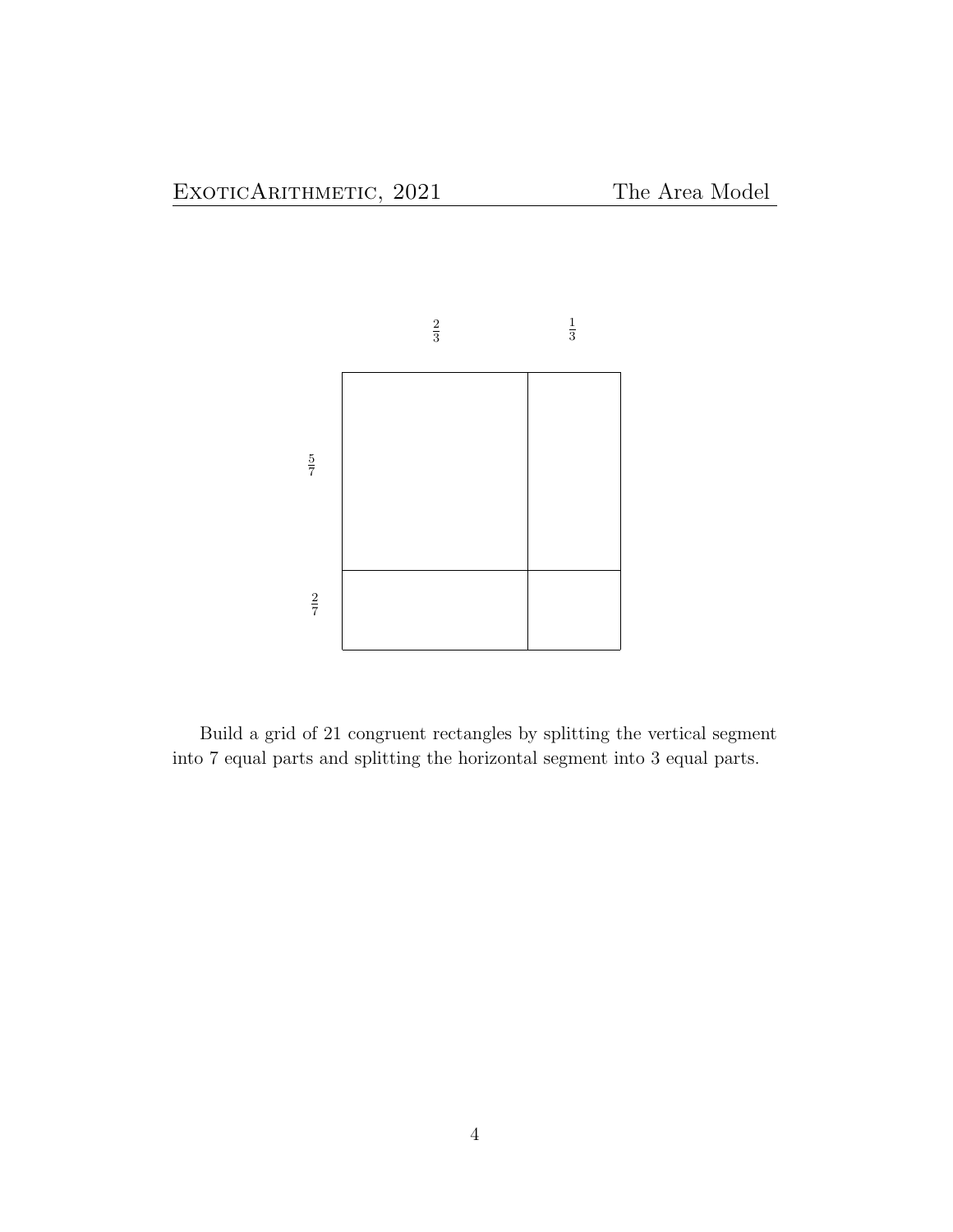$\frac{2}{3}$ $\frac{1}{3}$

$\frac{5}{7}$

$\frac{2}{7}$

Build a grid of 21 congruent rectangles by splitting the vertical segment into 7 equal parts and splitting the horizontal segment into 3 equal parts.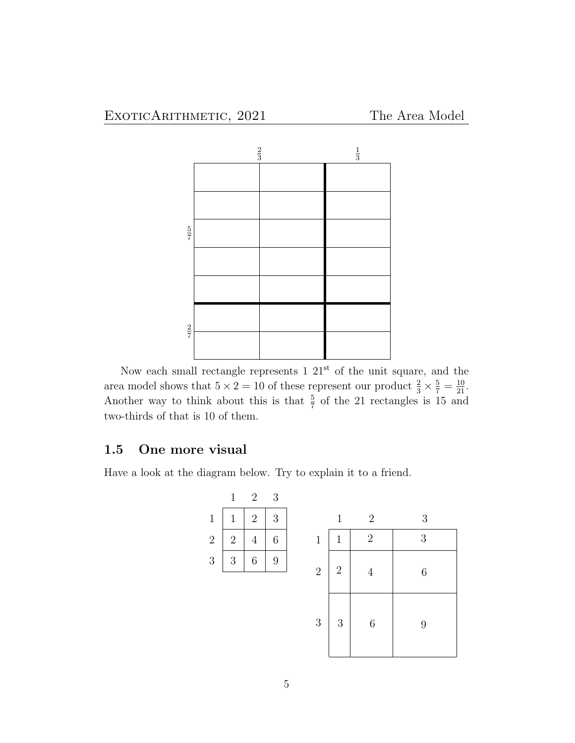|  | $\frac{2}{3}$ |  | $\frac{1}{3}$ |
|---|---|---|---|
| $\frac{5}{7}$ |  |  |  |
|  |  |  |  |
|  |  |  |  |
|  |  |  |  |
|  |  |  |  |
| $\frac{2}{7}$ |  |  |  |
|  |  |  |  |

Now each small rectangle represents 1 $21^{\text{st}}$ of the unit square, and the area model shows that $5 \times 2 = 10$ of these represent our product $\frac{2}{3} \times \frac{5}{7} = \frac{10}{21}$. Another way to think about this is that $\frac{5}{7}$ of the 21 rectangles is 15 and two-thirds of that is 10 of them.

## 1.5 One more visual

Have a look at the diagram below. Try to explain it to a friend.

|  | 1 | 2 | 3 |
|---|---|---|---|
| 1 | 1 | 2 | 3 |
| 2 | 2 | 4 | 6 |
| 3 | 3 | 6 | 9 |

|  | 1 | 2 | 3 |
|---|---|---|---|
| 1 | 1 | 2 | 3 |
| 2 | 2 | 4 | 6 |
| 3 | 3 | 6 | 9 |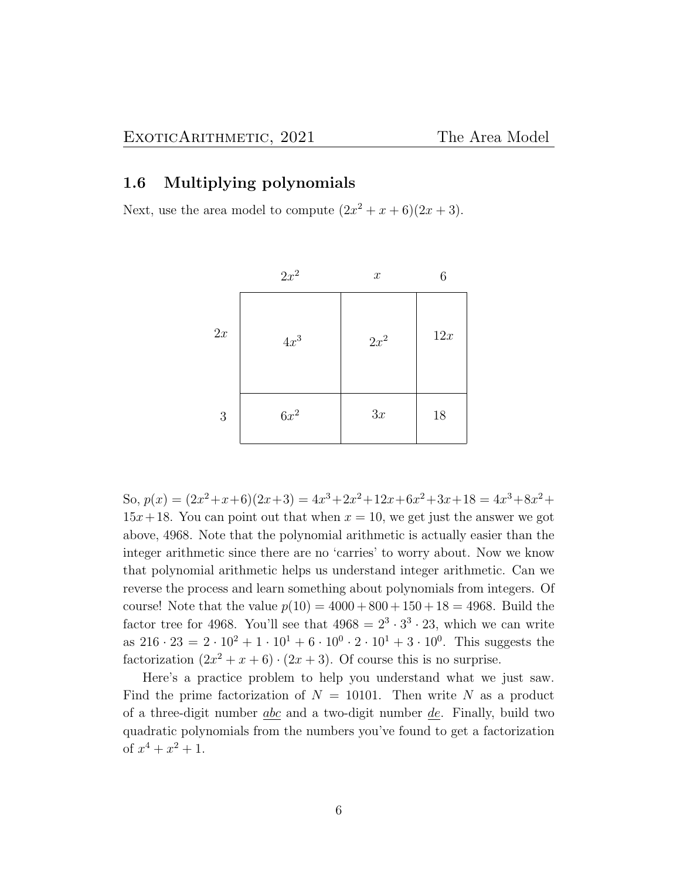## 1.6 Multiplying polynomials

Next, use the area model to compute $(2x^2 + x + 6)(2x + 3)$.

|  | $2x^2$ | $x$ | $6$ |
|---|---|---|---|
| $2x$ | $4x^3$ | $2x^2$ | $12x$ |
| $3$ | $6x^2$ | $3x$ | $18$ |

So, $p(x) = (2x^2+x+6)(2x+3) = 4x^3+2x^2+12x+6x^2+3x+18 = 4x^3+8x^2+15x+18$. You can point out that when $x = 10$, we get just the answer we got above, 4968. Note that the polynomial arithmetic is actually easier than the integer arithmetic since there are no 'carries' to worry about. Now we know that polynomial arithmetic helps us understand integer arithmetic. Can we reverse the process and learn something about polynomials from integers. Of course! Note that the value $p(10) = 4000 + 800 + 150 + 18 = 4968$. Build the factor tree for 4968. You'll see that $4968 = 2^3 \cdot 3^3 \cdot 23$, which we can write as $216 \cdot 23 = 2 \cdot 10^2 + 1 \cdot 10^1 + 6 \cdot 10^0 \cdot 2 \cdot 10^1 + 3 \cdot 10^0$. This suggests the factorization $(2x^2 + x + 6) \cdot (2x + 3)$. Of course this is no surprise.

Here's a practice problem to help you understand what we just saw. Find the prime factorization of $N = 10101$. Then write $N$ as a product of a three-digit number $\underline{abc}$ and a two-digit number $\underline{de}$. Finally, build two quadratic polynomials from the numbers you've found to get a factorization of $x^4 + x^2 + 1$.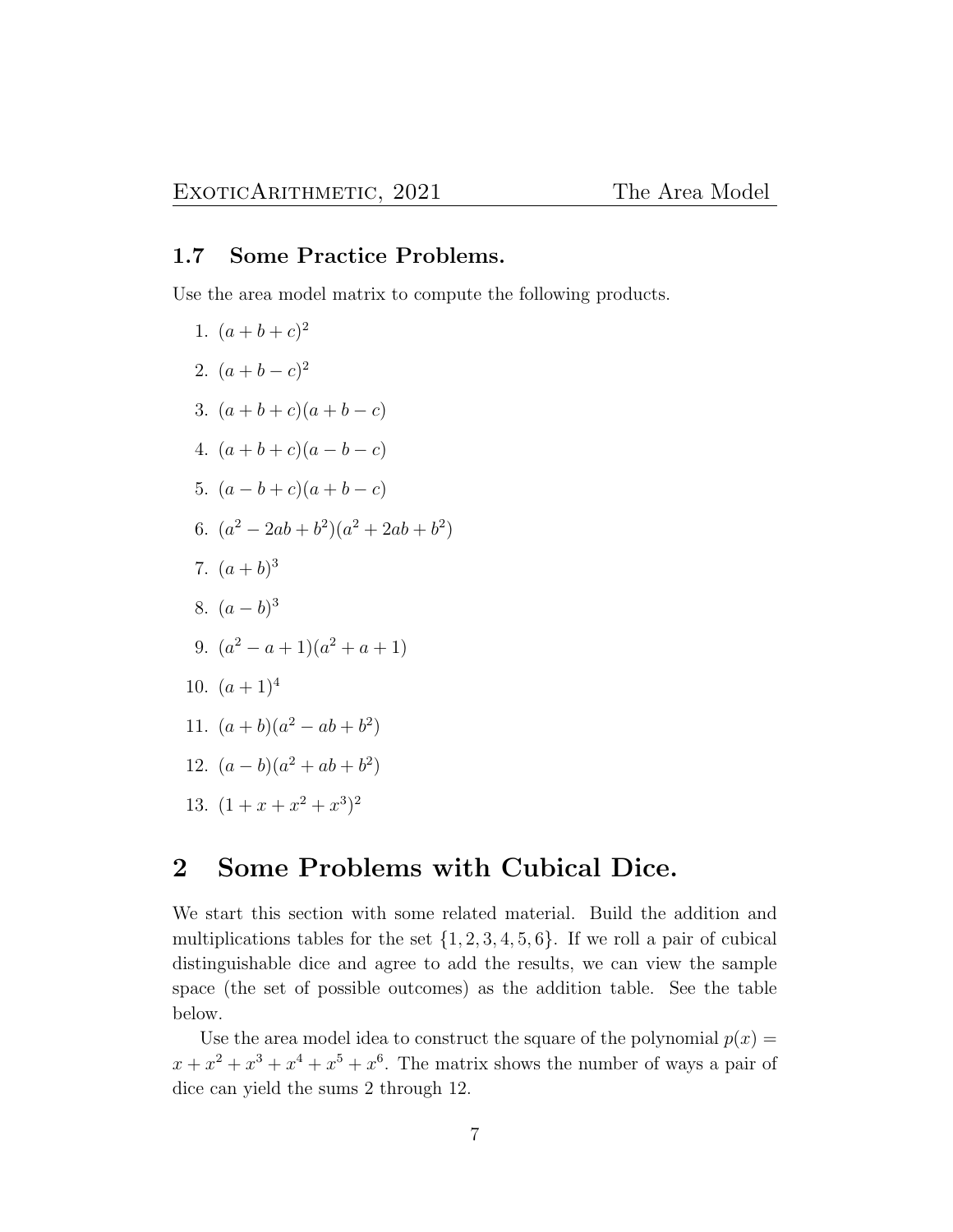### 1.7 Some Practice Problems.

Use the area model matrix to compute the following products.

1. $(a + b + c)^2$
2. $(a + b - c)^2$
3. $(a + b + c)(a + b - c)$
4. $(a + b + c)(a - b - c)$
5. $(a - b + c)(a + b - c)$
6. $(a^2 - 2ab + b^2)(a^2 + 2ab + b^2)$
7. $(a + b)^3$
8. $(a - b)^3$
9. $(a^2 - a + 1)(a^2 + a + 1)$
10. $(a + 1)^4$
11. $(a + b)(a^2 - ab + b^2)$
12. $(a - b)(a^2 + ab + b^2)$
13. $(1 + x + x^2 + x^3)^2$

## 2 Some Problems with Cubical Dice.

We start this section with some related material. Build the addition and multiplications tables for the set $\{1, 2, 3, 4, 5, 6\}$. If we roll a pair of cubical distinguishable dice and agree to add the results, we can view the sample space (the set of possible outcomes) as the addition table. See the table below.

Use the area model idea to construct the square of the polynomial $p(x) = x + x^2 + x^3 + x^4 + x^5 + x^6$. The matrix shows the number of ways a pair of dice can yield the sums 2 through 12.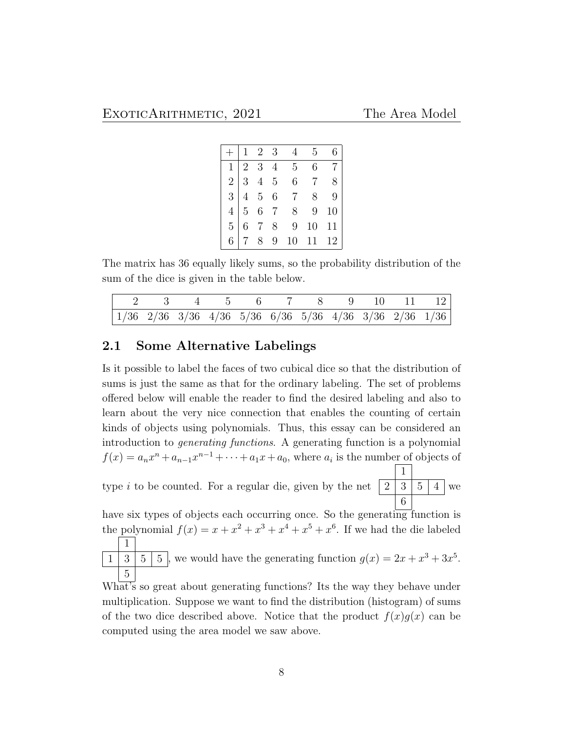| + | 1 | 2 | 3 | 4 | 5 | 6 |
|---|---|---|---|---|---|---|
| 1 | 2 | 3 | 4 | 5 | 6 | 7 |
| 2 | 3 | 4 | 5 | 6 | 7 | 8 |
| 3 | 4 | 5 | 6 | 7 | 8 | 9 |
| 4 | 5 | 6 | 7 | 8 | 9 | 10 |
| 5 | 6 | 7 | 8 | 9 | 10 | 11 |
| 6 | 7 | 8 | 9 | 10 | 11 | 12 |

The matrix has 36 equally likely sums, so the probability distribution of the sum of the dice is given in the table below.

| 2 | 3 | 4 | 5 | 6 | 7 | 8 | 9 | 10 | 11 | 12 |
|---|---|---|---|---|---|---|---|---|---|---|
| 1/36 | 2/36 | 3/36 | 4/36 | 5/36 | 6/36 | 5/36 | 4/36 | 3/36 | 2/36 | 1/36 |

## 2.1 Some Alternative Labelings

Is it possible to label the faces of two cubical dice so that the distribution of sums is just the same as that for the ordinary labeling. The set of problems offered below will enable the reader to find the desired labeling and also to learn about the very nice connection that enables the counting of certain kinds of objects using polynomials. Thus, this essay can be considered an introduction to *generating functions*. A generating function is a polynomial $f(x) = a_n x^n + a_{n-1}x^{n-1} + \cdots + a_1 x + a_0$, where $a_i$ is the number of objects of type $i$ to be counted. For a regular die, given by the net

|   | 1 |   |   |
|---|---|---|---|
| 2 | 3 | 5 | 4 |
|   | 6 |   |   |

we have six types of objects each occurring once. So the generating function is the polynomial $f(x) = x + x^2 + x^3 + x^4 + x^5 + x^6$. If we had the die labeled

|   | 1 |   |   |
|---|---|---|---|
| 1 | 3 | 5 | 5 |
|   | 5 |   |   |

, we would have the generating function $g(x) = 2x + x^3 + 3x^5$. What's so great about generating functions? Its the way they behave under multiplication. Suppose we want to find the distribution (histogram) of sums of the two dice described above. Notice that the product $f(x)g(x)$ can be computed using the area model we saw above.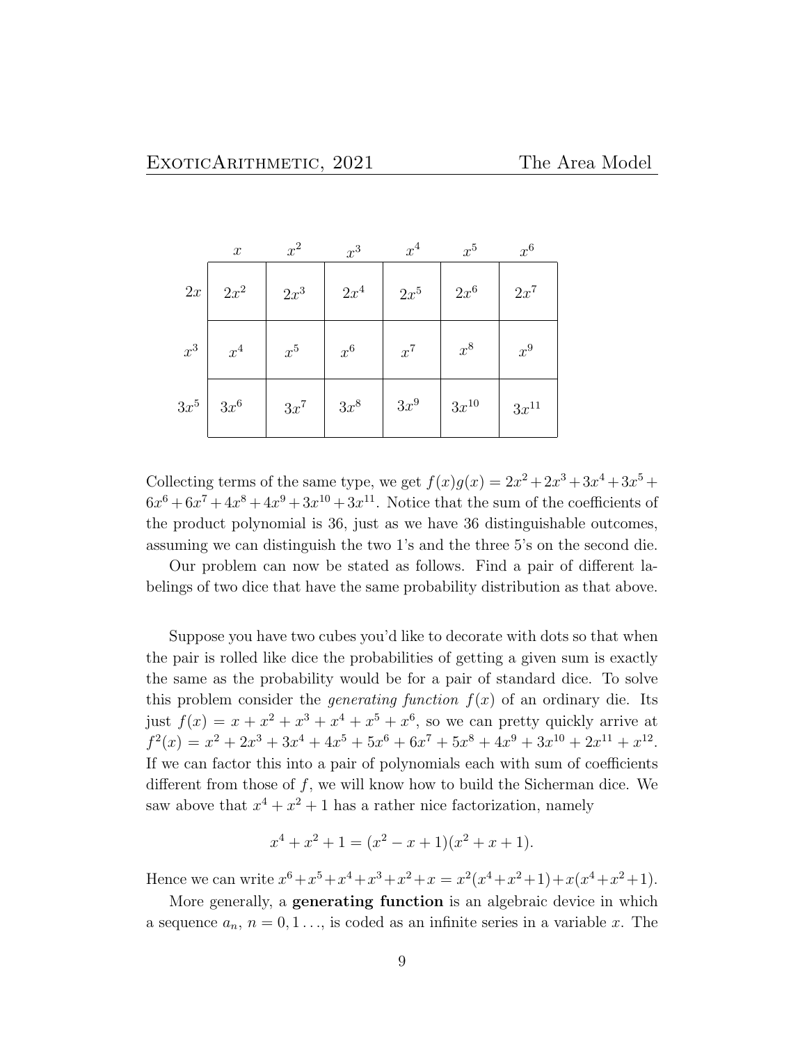|  | $x$ | $x^2$ | $x^3$ | $x^4$ | $x^5$ | $x^6$ |
|---|---|---|---|---|---|---|
| $2x$ | $2x^2$ | $2x^3$ | $2x^4$ | $2x^5$ | $2x^6$ | $2x^7$ |
| $x^3$ | $x^4$ | $x^5$ | $x^6$ | $x^7$ | $x^8$ | $x^9$ |
| $3x^5$ | $3x^6$ | $3x^7$ | $3x^8$ | $3x^9$ | $3x^{10}$ | $3x^{11}$ |

Collecting terms of the same type, we get $f(x)g(x) = 2x^2 + 2x^3 + 3x^4 + 3x^5 + 6x^6 + 6x^7 + 4x^8 + 4x^9 + 3x^{10} + 3x^{11}$. Notice that the sum of the coefficients of the product polynomial is 36, just as we have 36 distinguishable outcomes, assuming we can distinguish the two 1's and the three 5's on the second die.

Our problem can now be stated as follows. Find a pair of different labelings of two dice that have the same probability distribution as that above.

Suppose you have two cubes you'd like to decorate with dots so that when the pair is rolled like dice the probabilities of getting a given sum is exactly the same as the probability would be for a pair of standard dice. To solve this problem consider the *generating function* $f(x)$ of an ordinary die. Its just $f(x) = x + x^2 + x^3 + x^4 + x^5 + x^6$, so we can pretty quickly arrive at $f^2(x) = x^2 + 2x^3 + 3x^4 + 4x^5 + 5x^6 + 6x^7 + 5x^8 + 4x^9 + 3x^{10} + 2x^{11} + x^{12}$. If we can factor this into a pair of polynomials each with sum of coefficients different from those of $f$, we will know how to build the Sicherman dice. We saw above that $x^4 + x^2 + 1$ has a rather nice factorization, namely

$$x^4 + x^2 + 1 = (x^2 - x + 1)(x^2 + x + 1).$$

Hence we can write $x^6 + x^5 + x^4 + x^3 + x^2 + x = x^2(x^4 + x^2 + 1) + x(x^4 + x^2 + 1)$.

More generally, a **generating function** is an algebraic device in which a sequence $a_n$, $n = 0, 1 \ldots$, is coded as an infinite series in a variable $x$. The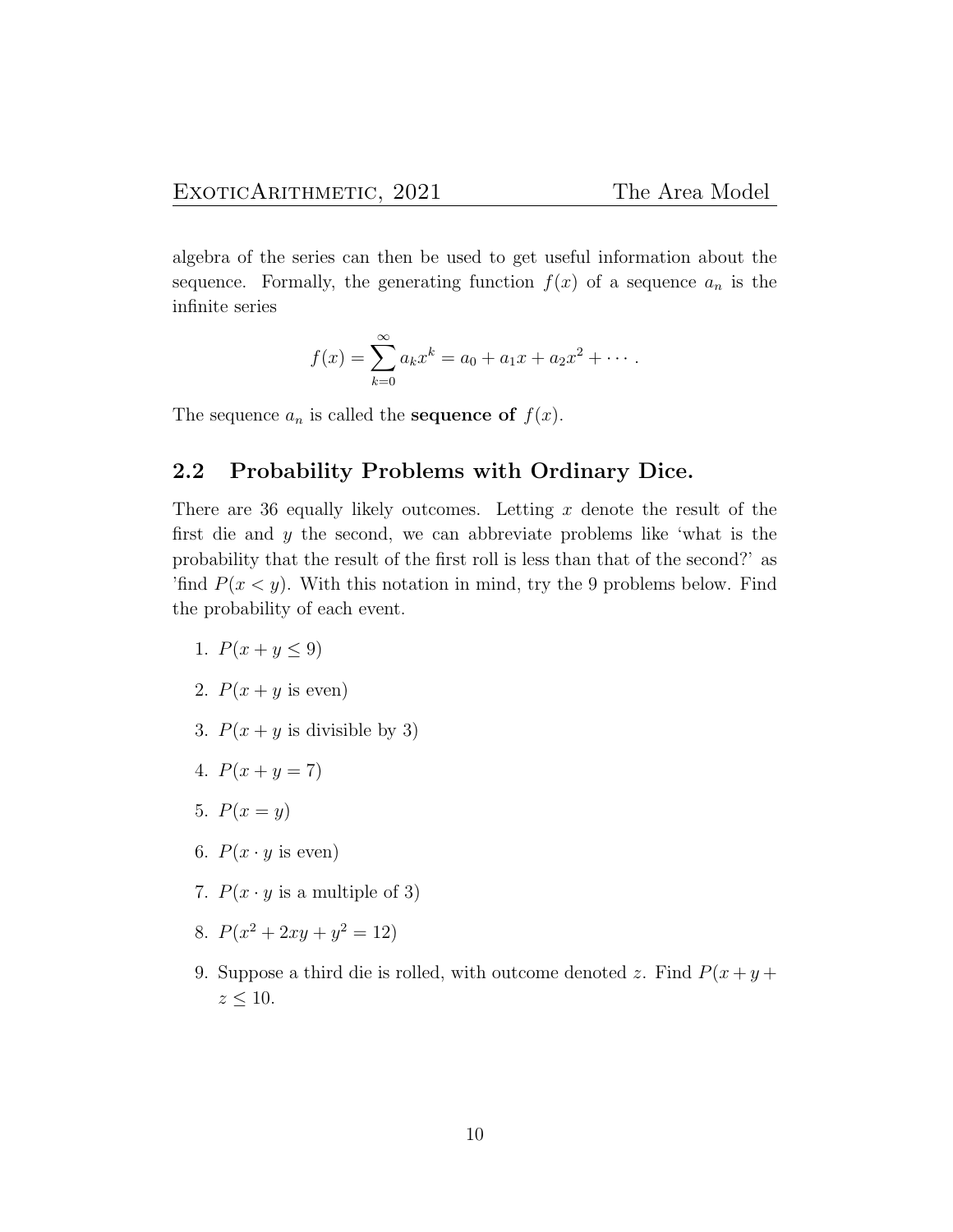algebra of the series can then be used to get useful information about the sequence. Formally, the generating function $f(x)$ of a sequence $a_n$ is the infinite series

$$f(x) = \sum_{k=0}^{\infty} a_k x^k = a_0 + a_1 x + a_2 x^2 + \cdots .$$

The sequence $a_n$ is called the **sequence of** $f(x)$.

## 2.2 Probability Problems with Ordinary Dice.

There are 36 equally likely outcomes. Letting $x$ denote the result of the first die and $y$ the second, we can abbreviate problems like 'what is the probability that the result of the first roll is less than that of the second?' as 'find $P(x < y)$. With this notation in mind, try the 9 problems below. Find the probability of each event.

1. $P(x + y \leq 9)$
2. $P(x + y$ is even$)$
3. $P(x + y$ is divisible by 3$)$
4. $P(x + y = 7)$
5. $P(x = y)$
6. $P(x \cdot y$ is even$)$
7. $P(x \cdot y$ is a multiple of 3$)$
8. $P(x^2 + 2xy + y^2 = 12)$
9. Suppose a third die is rolled, with outcome denoted $z$. Find $P(x + y + z \leq 10$.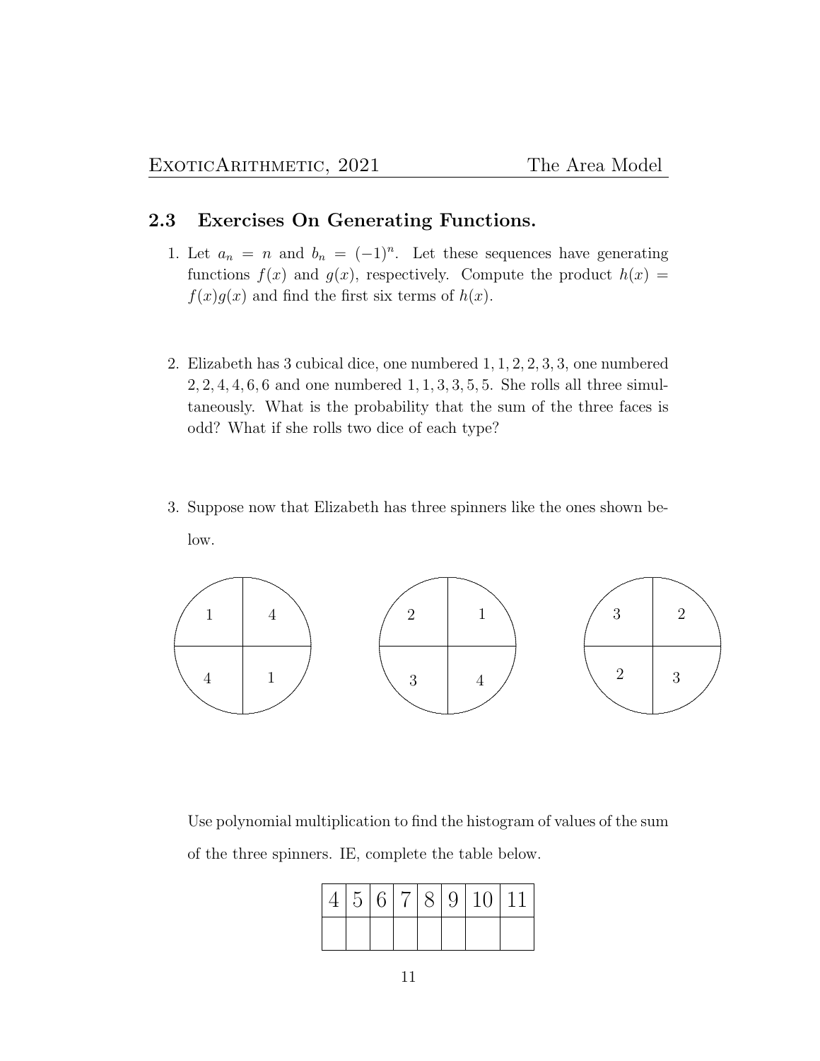## 2.3 Exercises On Generating Functions.

1. Let $a_n = n$ and $b_n = (-1)^n$. Let these sequences have generating functions $f(x)$ and $g(x)$, respectively. Compute the product $h(x) = f(x)g(x)$ and find the first six terms of $h(x)$.

2. Elizabeth has 3 cubical dice, one numbered $1, 1, 2, 2, 3, 3$, one numbered $2, 2, 4, 4, 6, 6$ and one numbered $1, 1, 3, 3, 5, 5$. She rolls all three simultaneously. What is the probability that the sum of the three faces is odd? What if she rolls two dice of each type?

3. Suppose now that Elizabeth has three spinners like the ones shown below.

   Use polynomial multiplication to find the histogram of values of the sum of the three spinners. IE, complete the table below.

| 4 | 5 | 6 | 7 | 8 | 9 | 10 | 11 |
|---|---|---|---|---|---|---|---|
|  |  |  |  |  |  |  |  |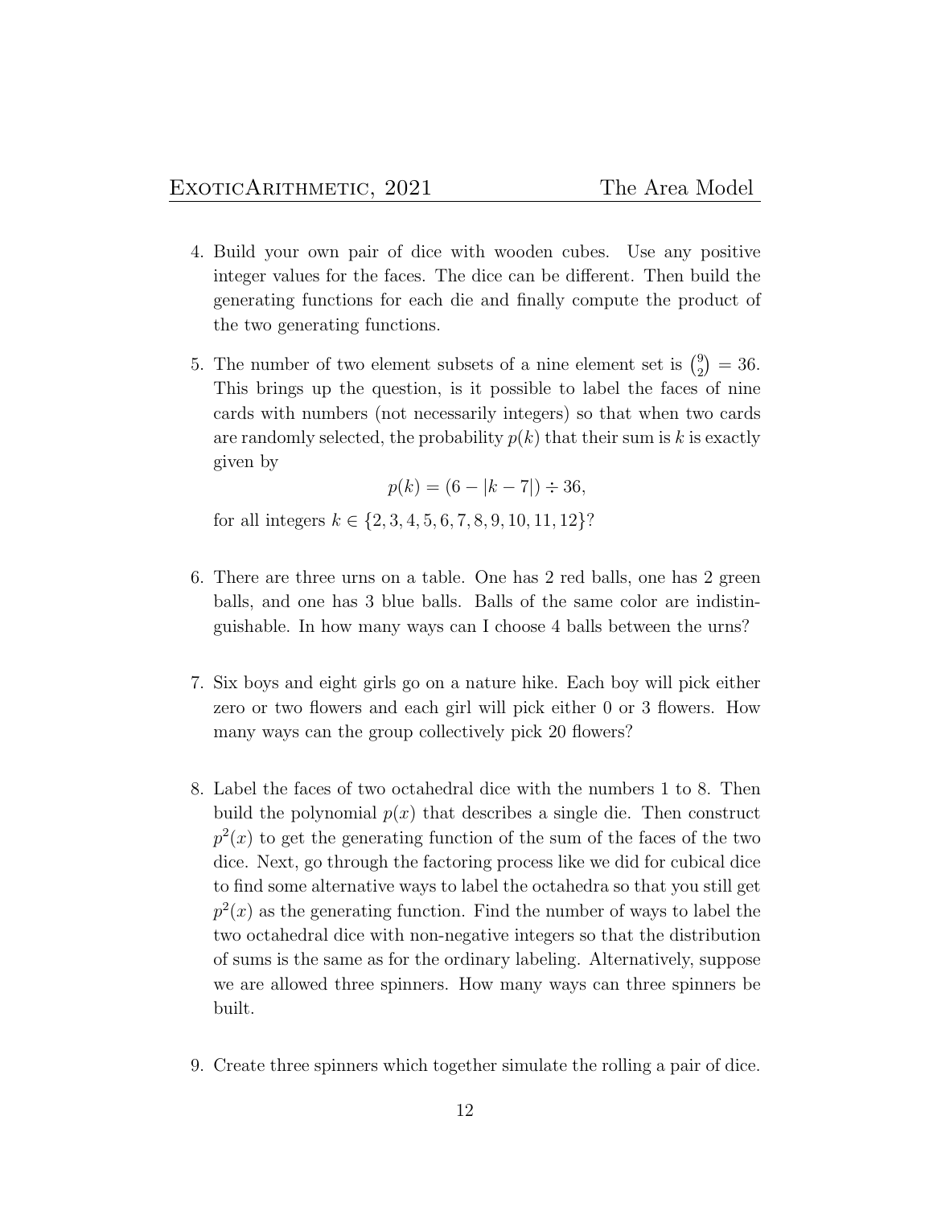4. Build your own pair of dice with wooden cubes. Use any positive integer values for the faces. The dice can be different. Then build the generating functions for each die and finally compute the product of the two generating functions.

5. The number of two element subsets of a nine element set is $\binom{9}{2} = 36$. This brings up the question, is it possible to label the faces of nine cards with numbers (not necessarily integers) so that when two cards are randomly selected, the probability $p(k)$ that their sum is $k$ is exactly given by

$$p(k) = (6 - |k - 7|) \div 36,$$

for all integers $k \in \{2, 3, 4, 5, 6, 7, 8, 9, 10, 11, 12\}$?

6. There are three urns on a table. One has 2 red balls, one has 2 green balls, and one has 3 blue balls. Balls of the same color are indistinguishable. In how many ways can I choose 4 balls between the urns?

7. Six boys and eight girls go on a nature hike. Each boy will pick either zero or two flowers and each girl will pick either 0 or 3 flowers. How many ways can the group collectively pick 20 flowers?

8. Label the faces of two octahedral dice with the numbers 1 to 8. Then build the polynomial $p(x)$ that describes a single die. Then construct $p^2(x)$ to get the generating function of the sum of the faces of the two dice. Next, go through the factoring process like we did for cubical dice to find some alternative ways to label the octahedra so that you still get $p^2(x)$ as the generating function. Find the number of ways to label the two octahedral dice with non-negative integers so that the distribution of sums is the same as for the ordinary labeling. Alternatively, suppose we are allowed three spinners. How many ways can three spinners be built.

9. Create three spinners which together simulate the rolling a pair of dice.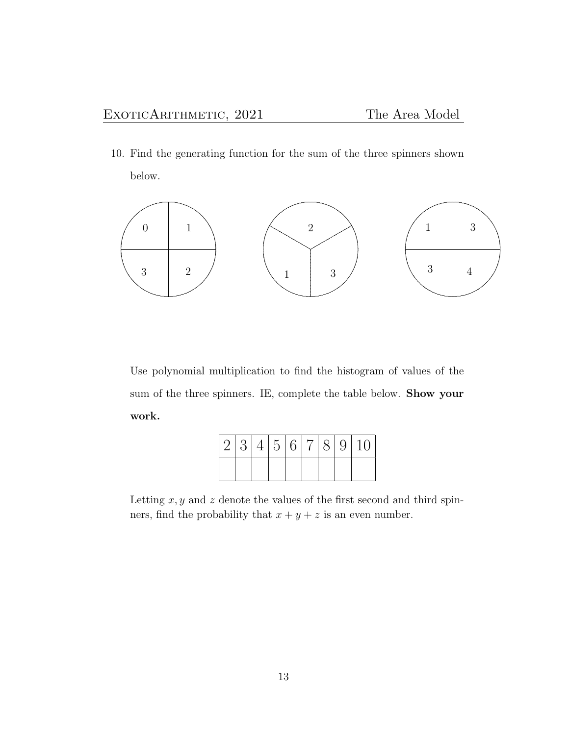10. Find the generating function for the sum of the three spinners shown below.

Use polynomial multiplication to find the histogram of values of the sum of the three spinners. IE, complete the table below. **Show your work.**

| 2 | 3 | 4 | 5 | 6 | 7 | 8 | 9 | 10 |
|---|---|---|---|---|---|---|---|---|
| | | | | | | | | |

Letting $x, y$ and $z$ denote the values of the first second and third spinners, find the probability that $x + y + z$ is an even number.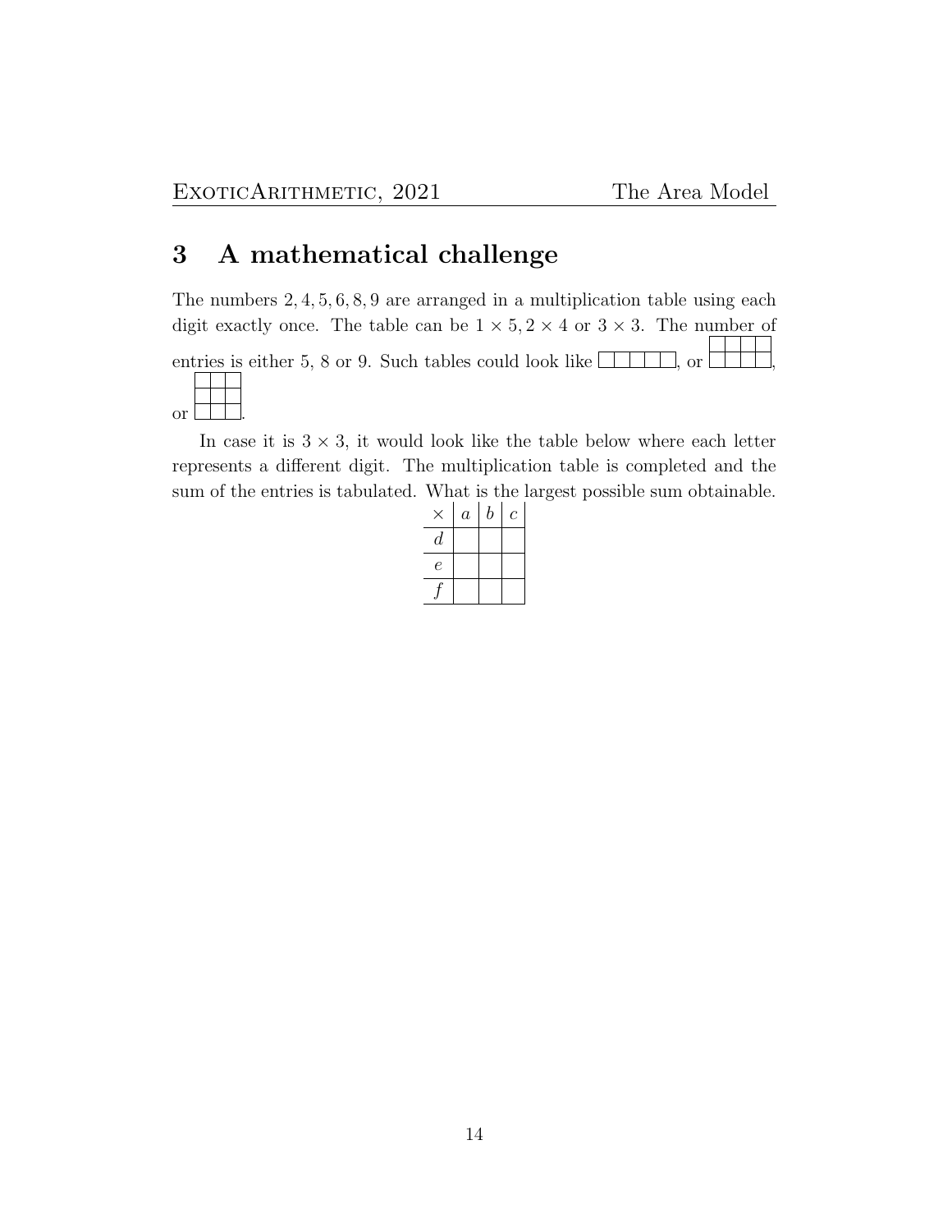## 3 A mathematical challenge

The numbers $2, 4, 5, 6, 8, 9$ are arranged in a multiplication table using each digit exactly once. The table can be $1 \times 5$, $2 \times 4$ or $3 \times 3$. The number of entries is either 5, 8 or 9. Such tables could look like

| | | | | |
|---|---|---|---|---|

, or

| | | | |
|---|---|---|---|
| | | | |

, or

| | | |
|---|---|---|
| | | |
| | | |

.

In case it is $3 \times 3$, it would look like the table below where each letter represents a different digit. The multiplication table is completed and the sum of the entries is tabulated. What is the largest possible sum obtainable.

| $\times$ | $a$ | $b$ | $c$ |
|---|---|---|---|
| $d$ | | | |
| $e$ | | | |
| $f$ | | | |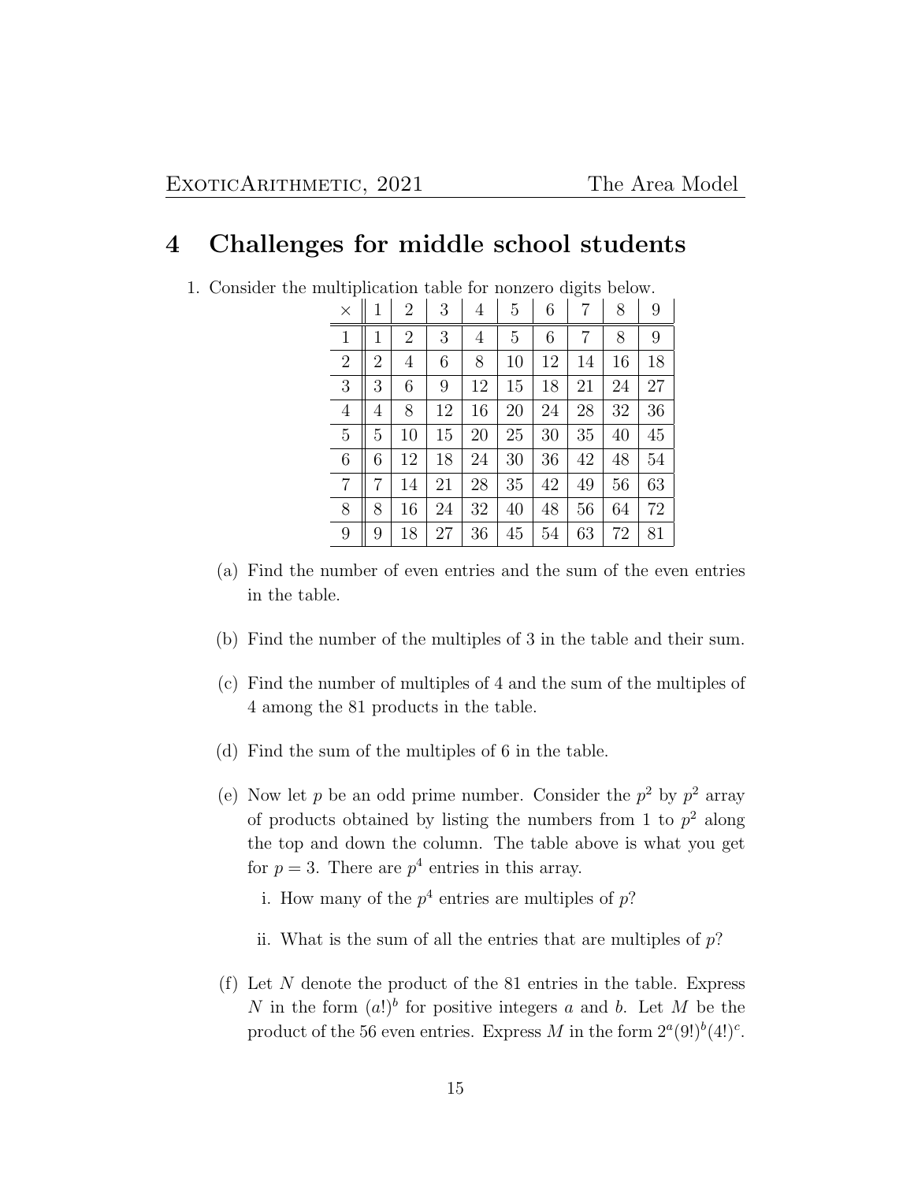# 4 Challenges for middle school students

1. Consider the multiplication table for nonzero digits below.

| $\times$ | 1 | 2 | 3 | 4 | 5 | 6 | 7 | 8 | 9 |
|---|---|---|---|---|---|---|---|---|---|
| 1 | 1 | 2 | 3 | 4 | 5 | 6 | 7 | 8 | 9 |
| 2 | 2 | 4 | 6 | 8 | 10 | 12 | 14 | 16 | 18 |
| 3 | 3 | 6 | 9 | 12 | 15 | 18 | 21 | 24 | 27 |
| 4 | 4 | 8 | 12 | 16 | 20 | 24 | 28 | 32 | 36 |
| 5 | 5 | 10 | 15 | 20 | 25 | 30 | 35 | 40 | 45 |
| 6 | 6 | 12 | 18 | 24 | 30 | 36 | 42 | 48 | 54 |
| 7 | 7 | 14 | 21 | 28 | 35 | 42 | 49 | 56 | 63 |
| 8 | 8 | 16 | 24 | 32 | 40 | 48 | 56 | 64 | 72 |
| 9 | 9 | 18 | 27 | 36 | 45 | 54 | 63 | 72 | 81 |

   (a) Find the number of even entries and the sum of the even entries in the table.

   (b) Find the number of the multiples of 3 in the table and their sum.

   (c) Find the number of multiples of 4 and the sum of the multiples of 4 among the 81 products in the table.

   (d) Find the sum of the multiples of 6 in the table.

   (e) Now let $p$ be an odd prime number. Consider the $p^2$ by $p^2$ array of products obtained by listing the numbers from 1 to $p^2$ along the top and down the column. The table above is what you get for $p = 3$. There are $p^4$ entries in this array.

      i. How many of the $p^4$ entries are multiples of $p$?

      ii. What is the sum of all the entries that are multiples of $p$?

   (f) Let $N$ denote the product of the 81 entries in the table. Express $N$ in the form $(a!)^b$ for positive integers $a$ and $b$. Let $M$ be the product of the 56 even entries. Express $M$ in the form $2^a(9!)^b(4!)^c$.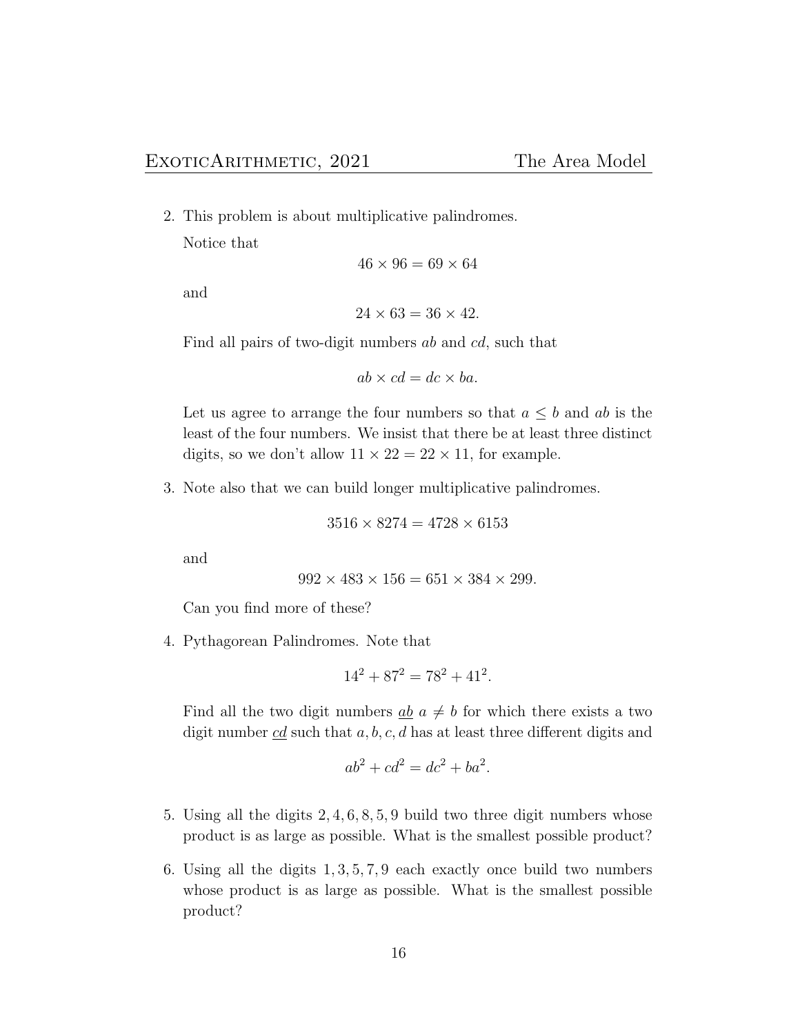2. This problem is about multiplicative palindromes.

   Notice that

   $$46 \times 96 = 69 \times 64$$

   and

   $$24 \times 63 = 36 \times 42.$$

   Find all pairs of two-digit numbers $ab$ and $cd$, such that

   $$ab \times cd = dc \times ba.$$

   Let us agree to arrange the four numbers so that $a \leq b$ and $ab$ is the least of the four numbers. We insist that there be at least three distinct digits, so we don't allow $11 \times 22 = 22 \times 11$, for example.

3. Note also that we can build longer multiplicative palindromes.

   $$3516 \times 8274 = 4728 \times 6153$$

   and

   $$992 \times 483 \times 156 = 651 \times 384 \times 299.$$

   Can you find more of these?

4. Pythagorean Palindromes. Note that

   $$14^2 + 87^2 = 78^2 + 41^2.$$

   Find all the two digit numbers $\underline{ab}$ $a \neq b$ for which there exists a two digit number $\underline{cd}$ such that $a, b, c, d$ has at least three different digits and

   $$ab^2 + cd^2 = dc^2 + ba^2.$$

5. Using all the digits $2, 4, 6, 8, 5, 9$ build two three digit numbers whose product is as large as possible. What is the smallest possible product?

6. Using all the digits $1, 3, 5, 7, 9$ each exactly once build two numbers whose product is as large as possible. What is the smallest possible product?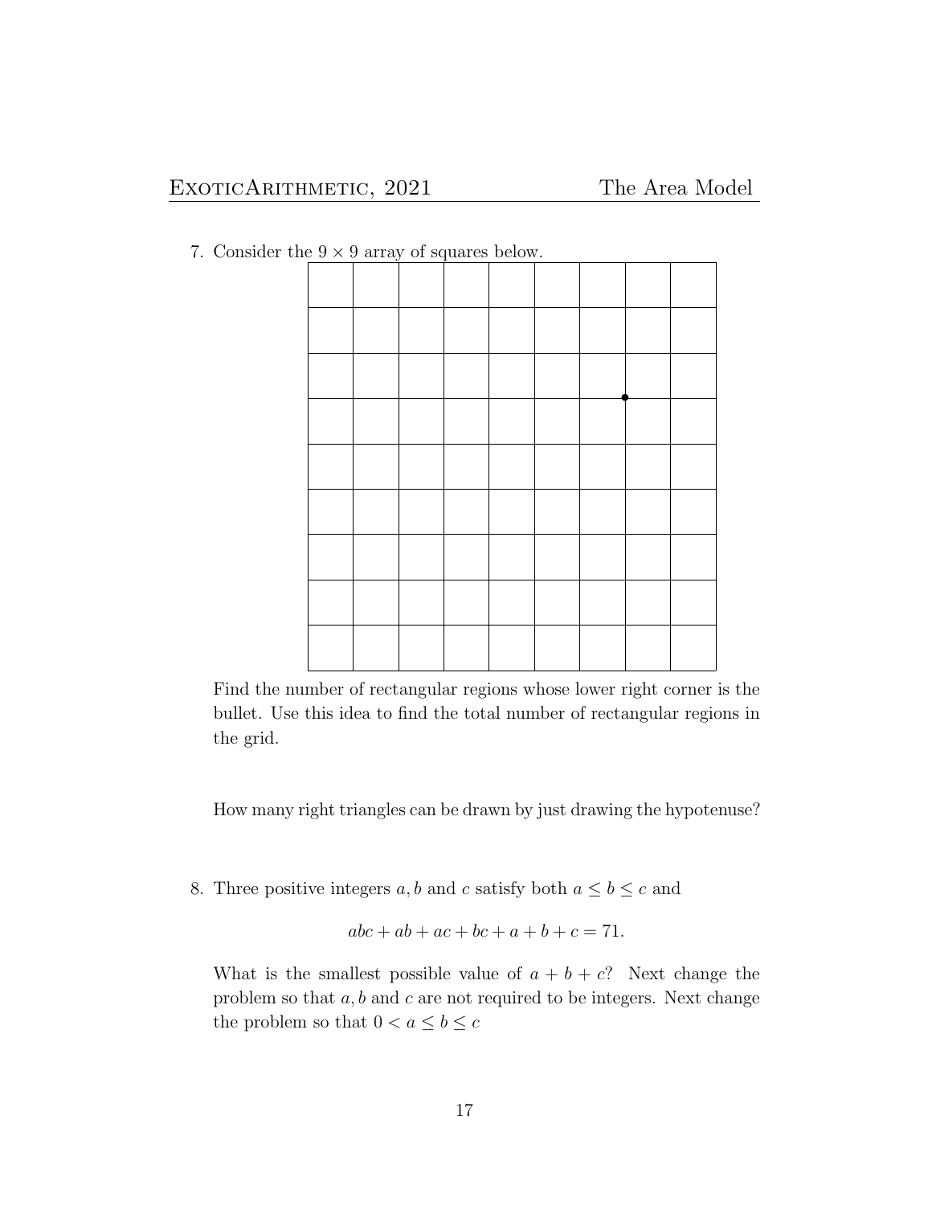7. Consider the $9 \times 9$ array of squares below.

   Find the number of rectangular regions whose lower right corner is the bullet. Use this idea to find the total number of rectangular regions in the grid.

   How many right triangles can be drawn by just drawing the hypotenuse?

8. Three positive integers $a, b$ and $c$ satisfy both $a \leq b \leq c$ and

$$abc + ab + ac + bc + a + b + c = 71.$$

   What is the smallest possible value of $a + b + c$? Next change the problem so that $a, b$ and $c$ are not required to be integers. Next change the problem so that $0 < a \leq b \leq c$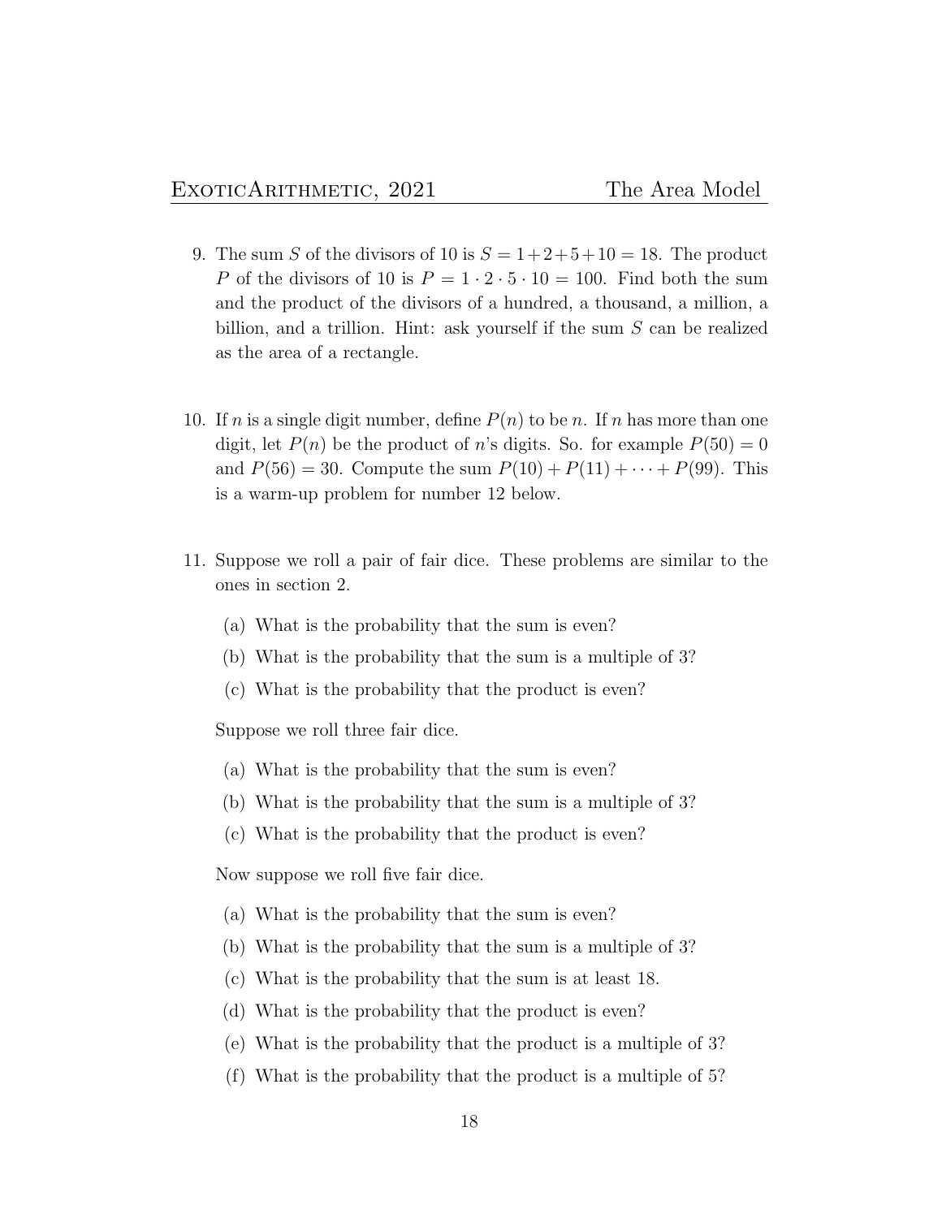9. The sum $S$ of the divisors of 10 is $S = 1+2+5+10 = 18$. The product $P$ of the divisors of 10 is $P = 1 \cdot 2 \cdot 5 \cdot 10 = 100$. Find both the sum and the product of the divisors of a hundred, a thousand, a million, a billion, and a trillion. Hint: ask yourself if the sum $S$ can be realized as the area of a rectangle.

10. If $n$ is a single digit number, define $P(n)$ to be $n$. If $n$ has more than one digit, let $P(n)$ be the product of $n$'s digits. So. for example $P(50) = 0$ and $P(56) = 30$. Compute the sum $P(10) + P(11) + \cdots + P(99)$. This is a warm-up problem for number 12 below.

11. Suppose we roll a pair of fair dice. These problems are similar to the ones in section 2.

    (a) What is the probability that the sum is even?

    (b) What is the probability that the sum is a multiple of 3?

    (c) What is the probability that the product is even?

    Suppose we roll three fair dice.

    (a) What is the probability that the sum is even?

    (b) What is the probability that the sum is a multiple of 3?

    (c) What is the probability that the product is even?

    Now suppose we roll five fair dice.

    (a) What is the probability that the sum is even?

    (b) What is the probability that the sum is a multiple of 3?

    (c) What is the probability that the sum is at least 18.

    (d) What is the probability that the product is even?

    (e) What is the probability that the product is a multiple of 3?

    (f) What is the probability that the product is a multiple of 5?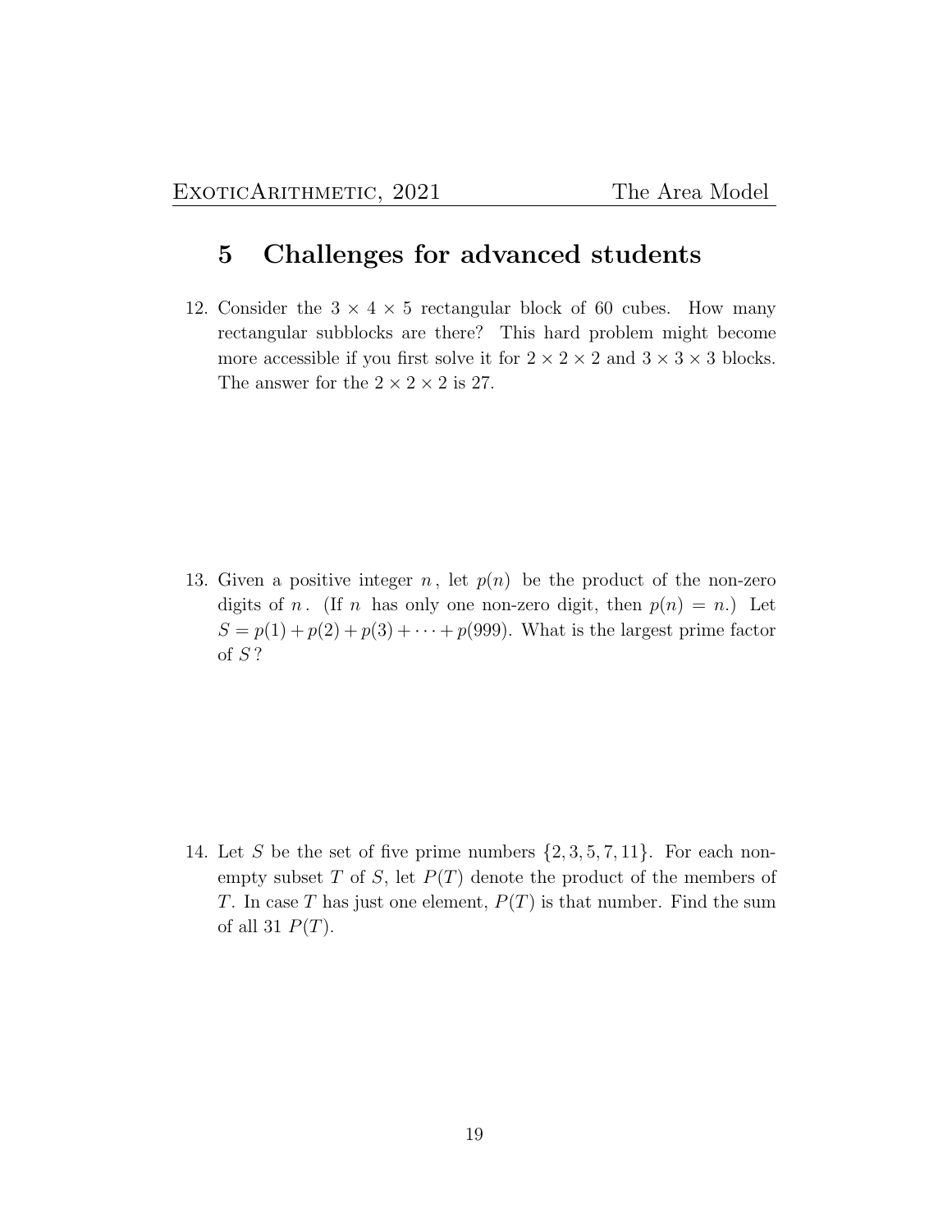## 5 Challenges for advanced students

12. Consider the $3 \times 4 \times 5$ rectangular block of 60 cubes. How many rectangular subblocks are there? This hard problem might become more accessible if you first solve it for $2 \times 2 \times 2$ and $3 \times 3 \times 3$ blocks. The answer for the $2 \times 2 \times 2$ is 27.

13. Given a positive integer $n$, let $p(n)$ be the product of the non-zero digits of $n$. (If $n$ has only one non-zero digit, then $p(n) = n$.) Let $S = p(1) + p(2) + p(3) + \cdots + p(999)$. What is the largest prime factor of $S$?

14. Let $S$ be the set of five prime numbers $\{2, 3, 5, 7, 11\}$. For each non-empty subset $T$ of $S$, let $P(T)$ denote the product of the members of $T$. In case $T$ has just one element, $P(T)$ is that number. Find the sum of all 31 $P(T)$.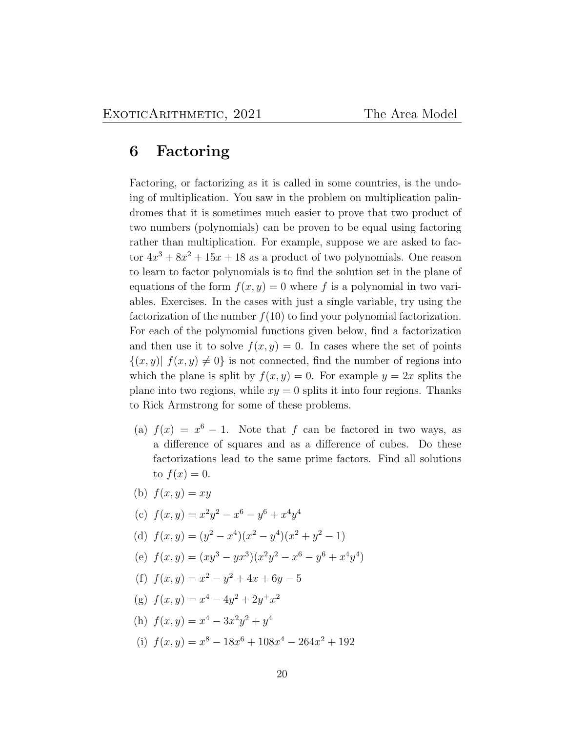# 6 Factoring

Factoring, or factorizing as it is called in some countries, is the undoing of multiplication. You saw in the problem on multiplication palindromes that it is sometimes much easier to prove that two product of two numbers (polynomials) can be proven to be equal using factoring rather than multiplication. For example, suppose we are asked to factor $4x^3 + 8x^2 + 15x + 18$ as a product of two polynomials. One reason to learn to factor polynomials is to find the solution set in the plane of equations of the form $f(x, y) = 0$ where $f$ is a polynomial in two variables. Exercises. In the cases with just a single variable, try using the factorization of the number $f(10)$ to find your polynomial factorization. For each of the polynomial functions given below, find a factorization and then use it to solve $f(x, y) = 0$. In cases where the set of points $\{(x, y)|\ f(x, y) \neq 0\}$ is not connected, find the number of regions into which the plane is split by $f(x, y) = 0$. For example $y = 2x$ splits the plane into two regions, while $xy = 0$ splits it into four regions. Thanks to Rick Armstrong for some of these problems.

(a) $f(x) = x^6 - 1$. Note that $f$ can be factored in two ways, as a difference of squares and as a difference of cubes. Do these factorizations lead to the same prime factors. Find all solutions to $f(x) = 0$.

(b) $f(x, y) = xy$

(c) $f(x, y) = x^2y^2 - x^6 - y^6 + x^4y^4$

(d) $f(x, y) = (y^2 - x^4)(x^2 - y^4)(x^2 + y^2 - 1)$

(e) $f(x, y) = (xy^3 - yx^3)(x^2y^2 - x^6 - y^6 + x^4y^4)$

(f) $f(x, y) = x^2 - y^2 + 4x + 6y - 5$

(g) $f(x, y) = x^4 - 4y^2 + 2y^+x^2$

(h) $f(x, y) = x^4 - 3x^2y^2 + y^4$

(i) $f(x, y) = x^8 - 18x^6 + 108x^4 - 264x^2 + 192$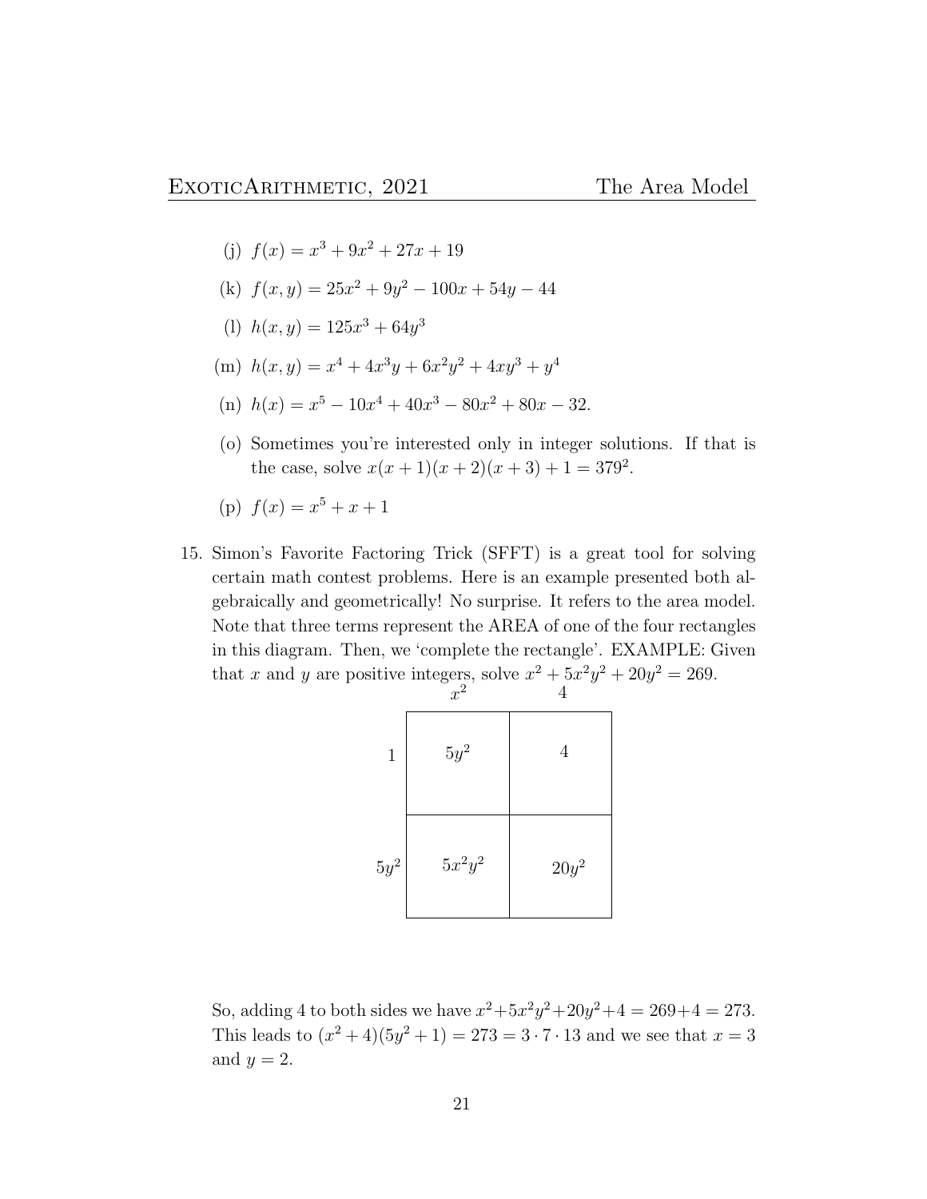(j) $f(x) = x^3 + 9x^2 + 27x + 19$

(k) $f(x, y) = 25x^2 + 9y^2 - 100x + 54y - 44$

(l) $h(x, y) = 125x^3 + 64y^3$

(m) $h(x, y) = x^4 + 4x^3y + 6x^2y^2 + 4xy^3 + y^4$

(n) $h(x) = x^5 - 10x^4 + 40x^3 - 80x^2 + 80x - 32.$

(o) Sometimes you're interested only in integer solutions. If that is the case, solve $x(x + 1)(x + 2)(x + 3) + 1 = 379^2$.

(p) $f(x) = x^5 + x + 1$

15. Simon's Favorite Factoring Trick (SFFT) is a great tool for solving certain math contest problems. Here is an example presented both algebraically and geometrically! No surprise. It refers to the area model. Note that three terms represent the AREA of one of the four rectangles in this diagram. Then, we 'complete the rectangle'. EXAMPLE: Given that $x$ and $y$ are positive integers, solve $x^2 + 5x^2y^2 + 20y^2 = 269$.

| | $x^2$ | $4$ |
|---|---|---|
| $1$ | $5y^2$ | $4$ |
| $5y^2$ | $5x^2y^2$ | $20y^2$ |

So, adding 4 to both sides we have $x^2 + 5x^2y^2 + 20y^2 + 4 = 269 + 4 = 273$. This leads to $(x^2 + 4)(5y^2 + 1) = 273 = 3 \cdot 7 \cdot 13$ and we see that $x = 3$ and $y = 2$.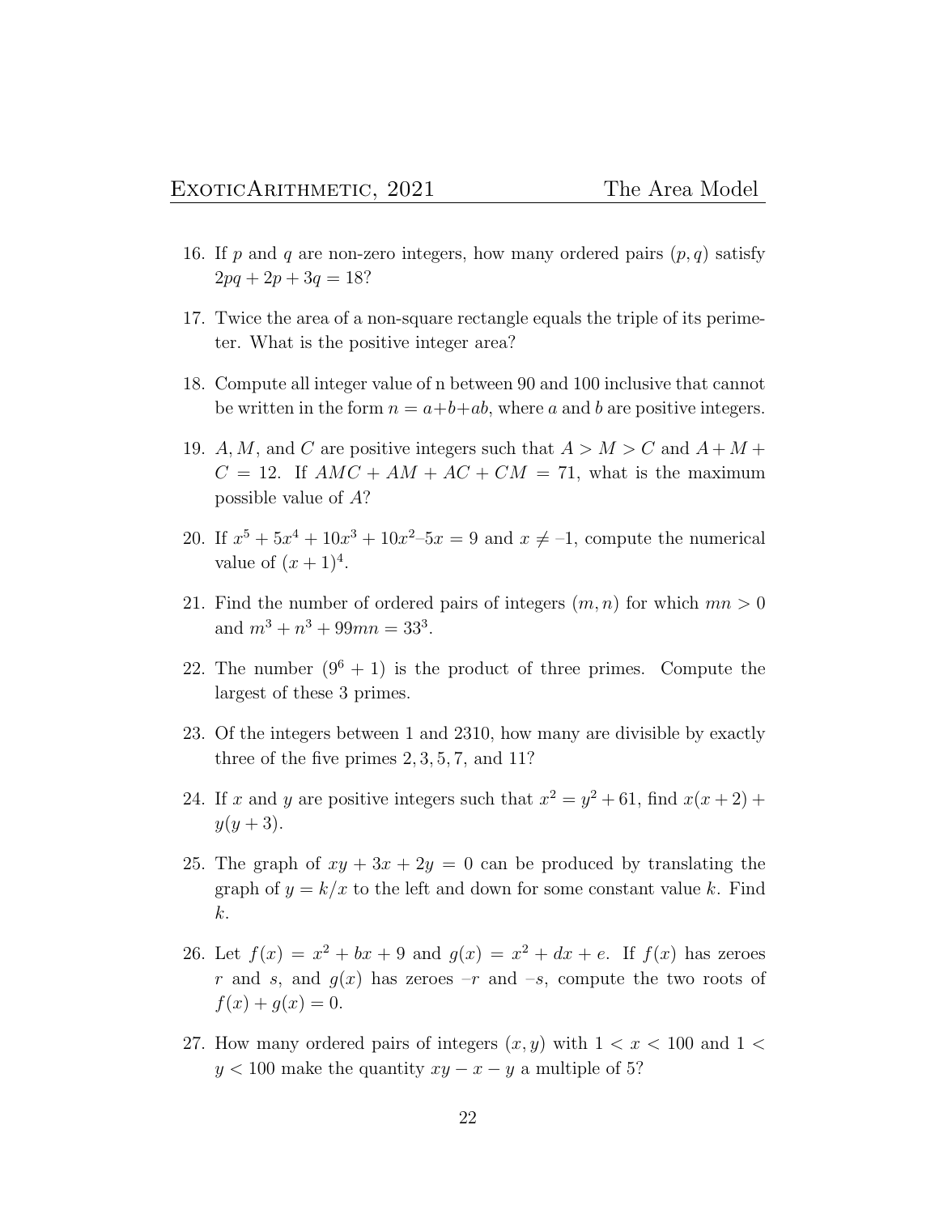16. If $p$ and $q$ are non-zero integers, how many ordered pairs $(p, q)$ satisfy $2pq + 2p + 3q = 18$?

17. Twice the area of a non-square rectangle equals the triple of its perimeter. What is the positive integer area?

18. Compute all integer value of n between 90 and 100 inclusive that cannot be written in the form $n = a+b+ab$, where $a$ and $b$ are positive integers.

19. $A$, $M$, and $C$ are positive integers such that $A > M > C$ and $A + M + C = 12$. If $AMC + AM + AC + CM = 71$, what is the maximum possible value of $A$?

20. If $x^5 + 5x^4 + 10x^3 + 10x^2 – 5x = 9$ and $x \neq –1$, compute the numerical value of $(x + 1)^4$.

21. Find the number of ordered pairs of integers $(m, n)$ for which $mn > 0$ and $m^3 + n^3 + 99mn = 33^3$.

22. The number $(9^6 + 1)$ is the product of three primes. Compute the largest of these 3 primes.

23. Of the integers between 1 and 2310, how many are divisible by exactly three of the five primes $2, 3, 5, 7$, and $11$?

24. If $x$ and $y$ are positive integers such that $x^2 = y^2 + 61$, find $x(x + 2) + y(y + 3)$.

25. The graph of $xy + 3x + 2y = 0$ can be produced by translating the graph of $y = k/x$ to the left and down for some constant value $k$. Find $k$.

26. Let $f(x) = x^2 + bx + 9$ and $g(x) = x^2 + dx + e$. If $f(x)$ has zeroes $r$ and $s$, and $g(x)$ has zeroes $–r$ and $–s$, compute the two roots of $f(x) + g(x) = 0$.

27. How many ordered pairs of integers $(x, y)$ with $1 < x < 100$ and $1 < y < 100$ make the quantity $xy − x − y$ a multiple of 5?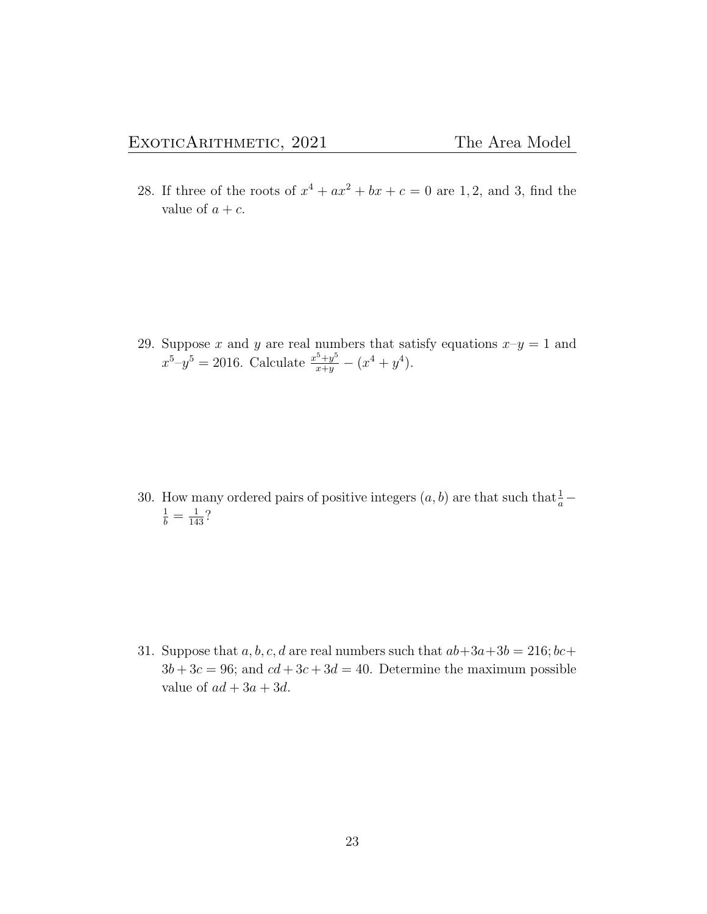28. If three of the roots of $x^4 + ax^2 + bx + c = 0$ are $1, 2$, and $3$, find the value of $a + c$.

29. Suppose $x$ and $y$ are real numbers that satisfy equations $x – y = 1$ and $x^5 – y^5 = 2016$. Calculate $\frac{x^5+y^5}{x+y} - (x^4 + y^4)$.

30. How many ordered pairs of positive integers $(a, b)$ are that such that $\frac{1}{a} - \frac{1}{b} = \frac{1}{143}$?

31. Suppose that $a, b, c, d$ are real numbers such that $ab + 3a + 3b = 216$; $bc + 3b + 3c = 96$; and $cd + 3c + 3d = 40$. Determine the maximum possible value of $ad + 3a + 3d$.